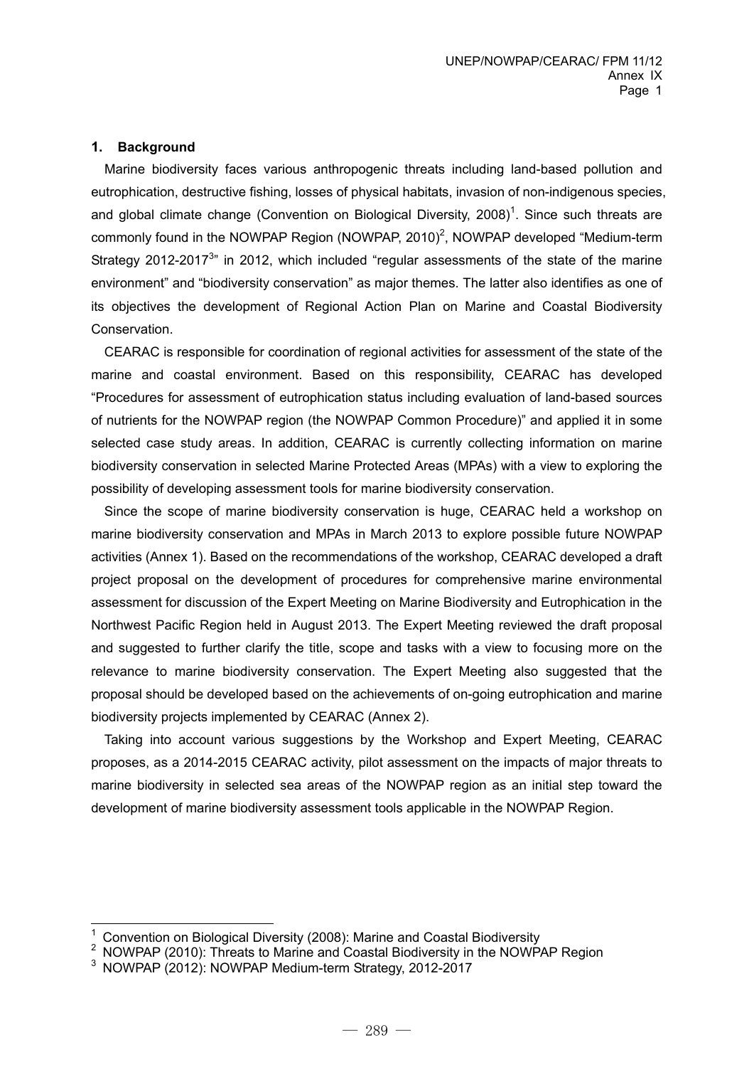## 1. Background

Marine biodiversity faces various anthropogenic threats including land-based pollution and eutrophication, destructive fishing, losses of physical habitats, invasion of non-indigenous species, and global climate change (Convention on Biological Diversity, 2008)[1]. Since such threats are commonly found in the NOWPAP Region (NOWPAP, 2010)[2], NOWPAP developed "Medium-term Strategy 2012-2017[3]" in 2012, which included "regular assessments of the state of the marine environment" and "biodiversity conservation" as major themes. The latter also identifies as one of its objectives the development of Regional Action Plan on Marine and Coastal Biodiversity Conservation.

CEARAC is responsible for coordination of regional activities for assessment of the state of the marine and coastal environment. Based on this responsibility, CEARAC has developed "Procedures for assessment of eutrophication status including evaluation of land-based sources of nutrients for the NOWPAP region (the NOWPAP Common Procedure)" and applied it in some selected case study areas. In addition, CEARAC is currently collecting information on marine biodiversity conservation in selected Marine Protected Areas (MPAs) with a view to exploring the possibility of developing assessment tools for marine biodiversity conservation.

Since the scope of marine biodiversity conservation is huge, CEARAC held a workshop on marine biodiversity conservation and MPAs in March 2013 to explore possible future NOWPAP activities (Annex 1). Based on the recommendations of the workshop, CEARAC developed a draft project proposal on the development of procedures for comprehensive marine environmental assessment for discussion of the Expert Meeting on Marine Biodiversity and Eutrophication in the Northwest Pacific Region held in August 2013. The Expert Meeting reviewed the draft proposal and suggested to further clarify the title, scope and tasks with a view to focusing more on the relevance to marine biodiversity conservation. The Expert Meeting also suggested that the proposal should be developed based on the achievements of on-going eutrophication and marine biodiversity projects implemented by CEARAC (Annex 2).

Taking into account various suggestions by the Workshop and Expert Meeting, CEARAC proposes, as a 2014-2015 CEARAC activity, pilot assessment on the impacts of major threats to marine biodiversity in selected sea areas of the NOWPAP region as an initial step toward the development of marine biodiversity assessment tools applicable in the NOWPAP Region.

---

[1] Convention on Biological Diversity (2008): Marine and Coastal Biodiversity

[2] NOWPAP (2010): Threats to Marine and Coastal Biodiversity in the NOWPAP Region

[3] NOWPAP (2012): NOWPAP Medium-term Strategy, 2012-2017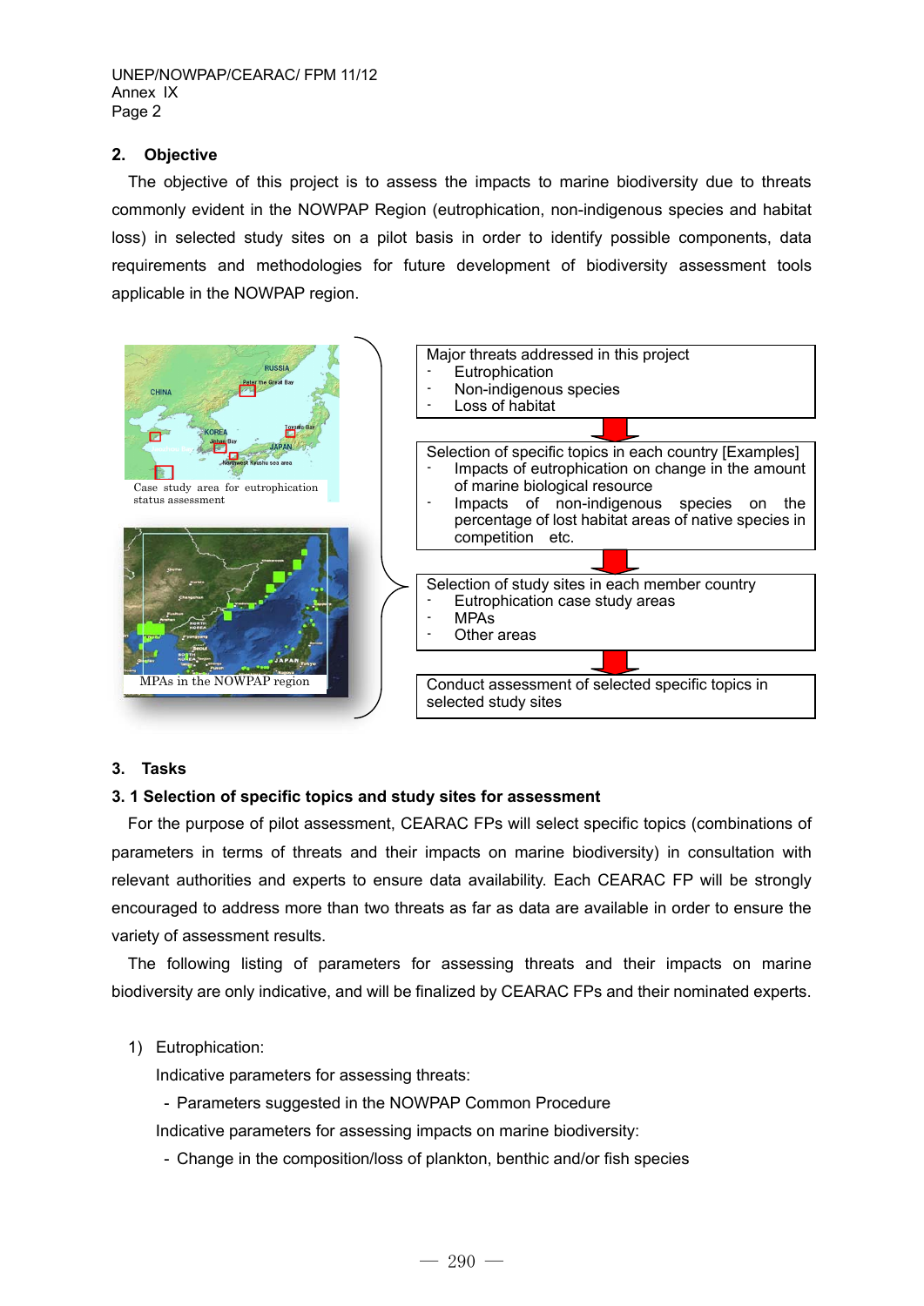## 2. Objective

The objective of this project is to assess the impacts to marine biodiversity due to threats commonly evident in the NOWPAP Region (eutrophication, non-indigenous species and habitat loss) in selected study sites on a pilot basis in order to identify possible components, data requirements and methodologies for future development of biodiversity assessment tools applicable in the NOWPAP region.

Case study area for eutrophication status assessment

MPAs in the NOWPAP region

Major threats addressed in this project
- Eutrophication
- Non-indigenous species
- Loss of habitat

Selection of specific topics in each country [Examples]
- Impacts of eutrophication on change in the amount of marine biological resource
- Impacts of non-indigenous species on the percentage of lost habitat areas of native species in competition etc.

Selection of study sites in each member country
- Eutrophication case study areas
- MPAs
- Other areas

Conduct assessment of selected specific topics in selected study sites

## 3. Tasks

### 3. 1 Selection of specific topics and study sites for assessment

For the purpose of pilot assessment, CEARAC FPs will select specific topics (combinations of parameters in terms of threats and their impacts on marine biodiversity) in consultation with relevant authorities and experts to ensure data availability. Each CEARAC FP will be strongly encouraged to address more than two threats as far as data are available in order to ensure the variety of assessment results.

The following listing of parameters for assessing threats and their impacts on marine biodiversity are only indicative, and will be finalized by CEARAC FPs and their nominated experts.

1) Eutrophication:

   Indicative parameters for assessing threats:

   - Parameters suggested in the NOWPAP Common Procedure

   Indicative parameters for assessing impacts on marine biodiversity:

   - Change in the composition/loss of plankton, benthic and/or fish species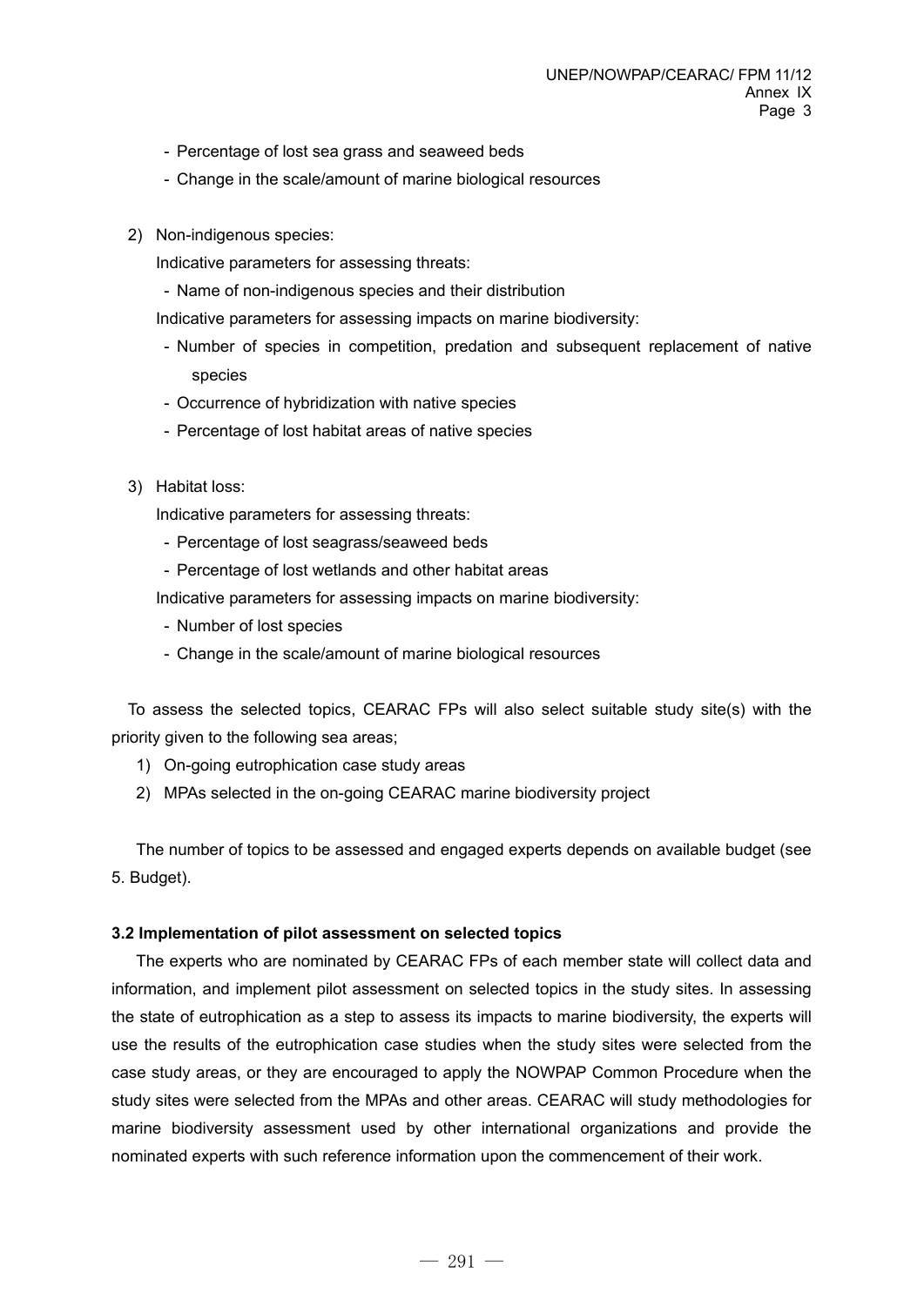- Percentage of lost sea grass and seaweed beds
- Change in the scale/amount of marine biological resources

2) Non-indigenous species:

   Indicative parameters for assessing threats:

   - Name of non-indigenous species and their distribution

   Indicative parameters for assessing impacts on marine biodiversity:

   - Number of species in competition, predation and subsequent replacement of native species
   - Occurrence of hybridization with native species
   - Percentage of lost habitat areas of native species

3) Habitat loss:

   Indicative parameters for assessing threats:

   - Percentage of lost seagrass/seaweed beds
   - Percentage of lost wetlands and other habitat areas

   Indicative parameters for assessing impacts on marine biodiversity:

   - Number of lost species
   - Change in the scale/amount of marine biological resources

To assess the selected topics, CEARAC FPs will also select suitable study site(s) with the priority given to the following sea areas;

1) On-going eutrophication case study areas
2) MPAs selected in the on-going CEARAC marine biodiversity project

The number of topics to be assessed and engaged experts depends on available budget (see 5. Budget).

**3.2 Implementation of pilot assessment on selected topics**

The experts who are nominated by CEARAC FPs of each member state will collect data and information, and implement pilot assessment on selected topics in the study sites. In assessing the state of eutrophication as a step to assess its impacts to marine biodiversity, the experts will use the results of the eutrophication case studies when the study sites were selected from the case study areas, or they are encouraged to apply the NOWPAP Common Procedure when the study sites were selected from the MPAs and other areas. CEARAC will study methodologies for marine biodiversity assessment used by other international organizations and provide the nominated experts with such reference information upon the commencement of their work.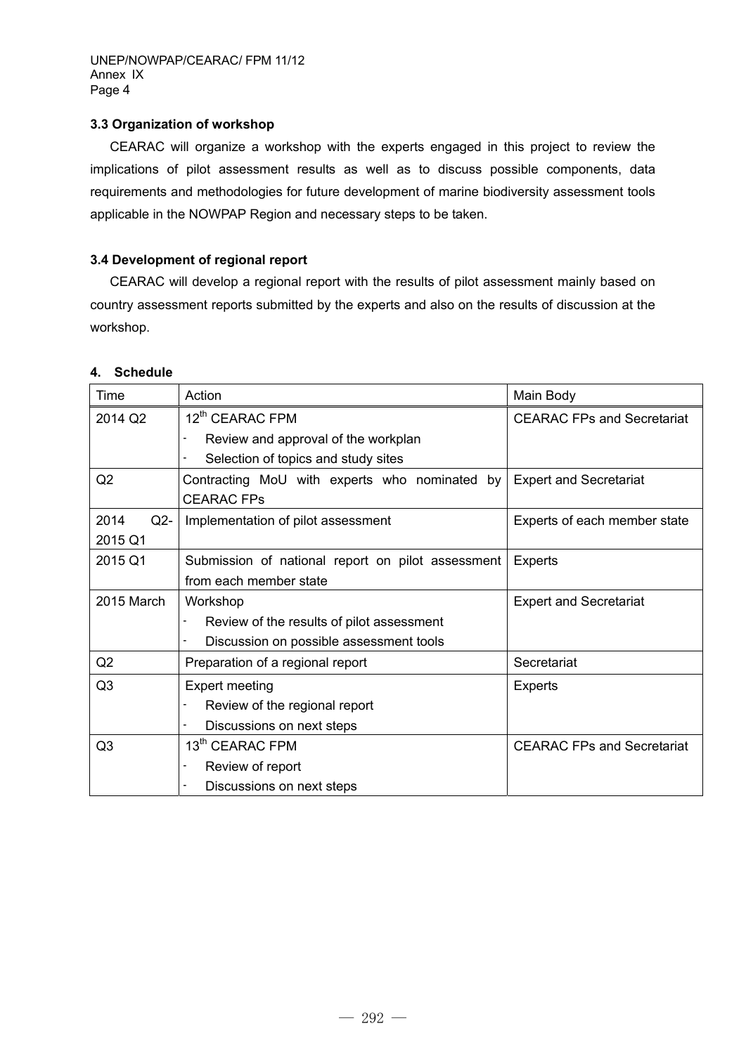### 3.3 Organization of workshop

CEARAC will organize a workshop with the experts engaged in this project to review the implications of pilot assessment results as well as to discuss possible components, data requirements and methodologies for future development of marine biodiversity assessment tools applicable in the NOWPAP Region and necessary steps to be taken.

### 3.4 Development of regional report

CEARAC will develop a regional report with the results of pilot assessment mainly based on country assessment reports submitted by the experts and also on the results of discussion at the workshop.

## 4. Schedule

| Time | Action | Main Body |
|---|---|---|
| 2014 Q2 | 12th CEARAC FPM<br>- Review and approval of the workplan<br>- Selection of topics and study sites | CEARAC FPs and Secretariat |
| Q2 | Contracting MoU with experts who nominated by CEARAC FPs | Expert and Secretariat |
| 2014 Q2-2015 Q1 | Implementation of pilot assessment | Experts of each member state |
| 2015 Q1 | Submission of national report on pilot assessment from each member state | Experts |
| 2015 March | Workshop<br>- Review of the results of pilot assessment<br>- Discussion on possible assessment tools | Expert and Secretariat |
| Q2 | Preparation of a regional report | Secretariat |
| Q3 | Expert meeting<br>- Review of the regional report<br>- Discussions on next steps | Experts |
| Q3 | 13th CEARAC FPM<br>- Review of report<br>- Discussions on next steps | CEARAC FPs and Secretariat |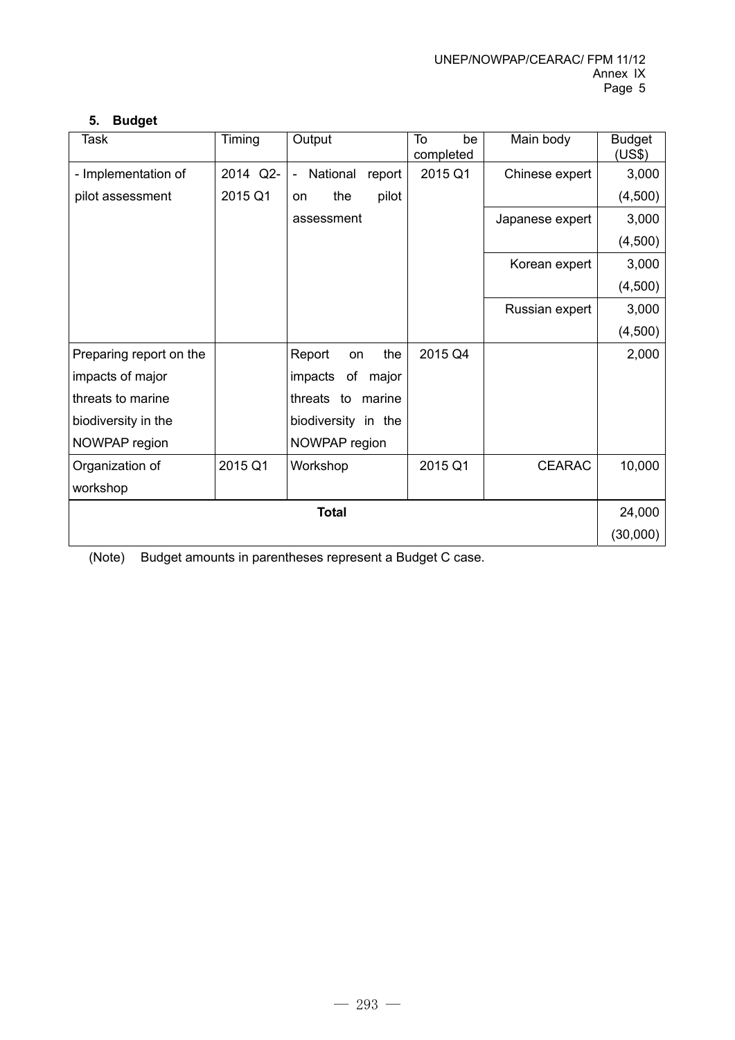### 5. Budget

| Task | Timing | Output | To be completed | Main body | Budget (US$) |
|---|---|---|---|---|---|
| - Implementation of pilot assessment | 2014 Q2-2015 Q1 | - National report on the pilot assessment | 2015 Q1 | Chinese expert | 3,000 (4,500) |
| | | | | Japanese expert | 3,000 (4,500) |
| | | | | Korean expert | 3,000 (4,500) |
| | | | | Russian expert | 3,000 (4,500) |
| Preparing report on the impacts of major threats to marine biodiversity in the NOWPAP region | | Report on the impacts of major threats to marine biodiversity in the NOWPAP region | 2015 Q4 | | 2,000 |
| Organization of workshop | 2015 Q1 | Workshop | 2015 Q1 | CEARAC | 10,000 |
| **Total** | | | | | 24,000 (30,000) |

(Note) Budget amounts in parentheses represent a Budget C case.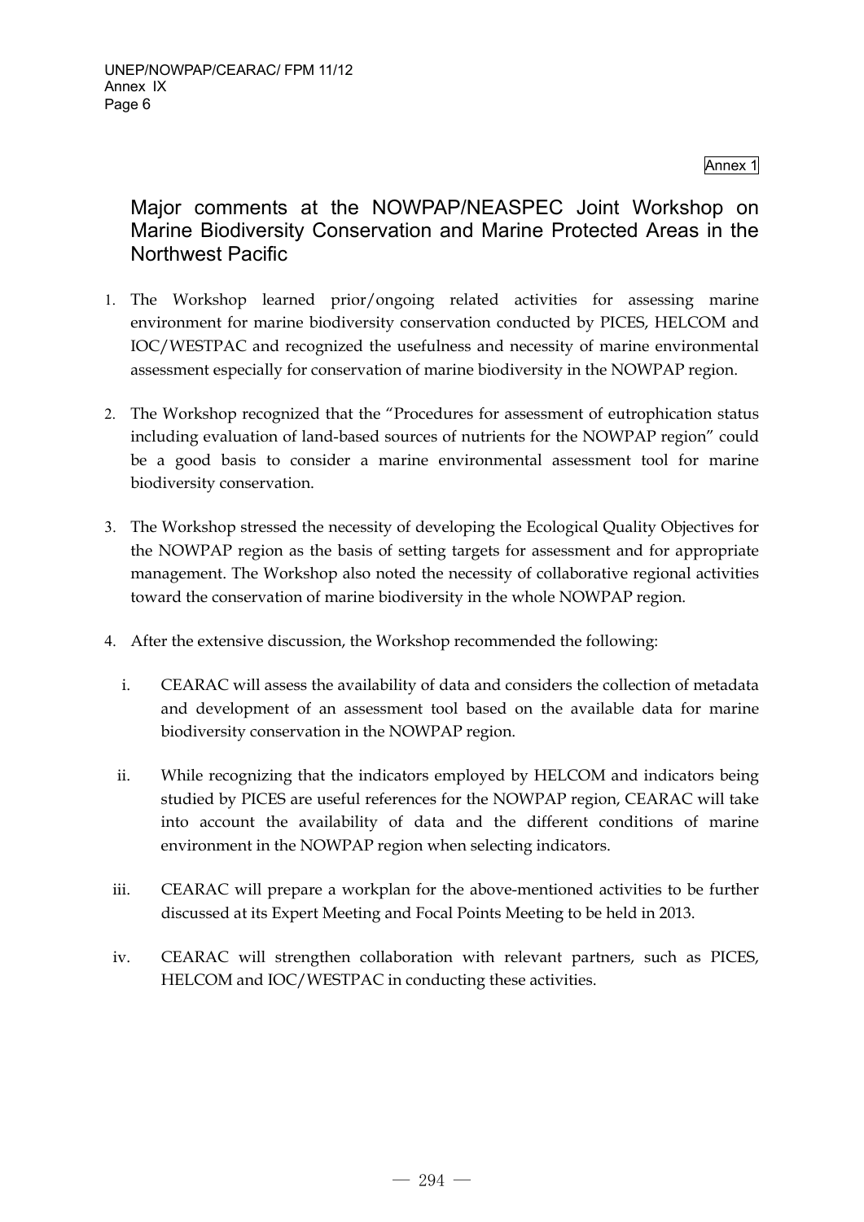Annex 1

## Major comments at the NOWPAP/NEASPEC Joint Workshop on Marine Biodiversity Conservation and Marine Protected Areas in the Northwest Pacific

1. The Workshop learned prior/ongoing related activities for assessing marine environment for marine biodiversity conservation conducted by PICES, HELCOM and IOC/WESTPAC and recognized the usefulness and necessity of marine environmental assessment especially for conservation of marine biodiversity in the NOWPAP region.

2. The Workshop recognized that the "Procedures for assessment of eutrophication status including evaluation of land-based sources of nutrients for the NOWPAP region" could be a good basis to consider a marine environmental assessment tool for marine biodiversity conservation.

3. The Workshop stressed the necessity of developing the Ecological Quality Objectives for the NOWPAP region as the basis of setting targets for assessment and for appropriate management. The Workshop also noted the necessity of collaborative regional activities toward the conservation of marine biodiversity in the whole NOWPAP region.

4. After the extensive discussion, the Workshop recommended the following:

   i. CEARAC will assess the availability of data and considers the collection of metadata and development of an assessment tool based on the available data for marine biodiversity conservation in the NOWPAP region.

   ii. While recognizing that the indicators employed by HELCOM and indicators being studied by PICES are useful references for the NOWPAP region, CEARAC will take into account the availability of data and the different conditions of marine environment in the NOWPAP region when selecting indicators.

   iii. CEARAC will prepare a workplan for the above-mentioned activities to be further discussed at its Expert Meeting and Focal Points Meeting to be held in 2013.

   iv. CEARAC will strengthen collaboration with relevant partners, such as PICES, HELCOM and IOC/WESTPAC in conducting these activities.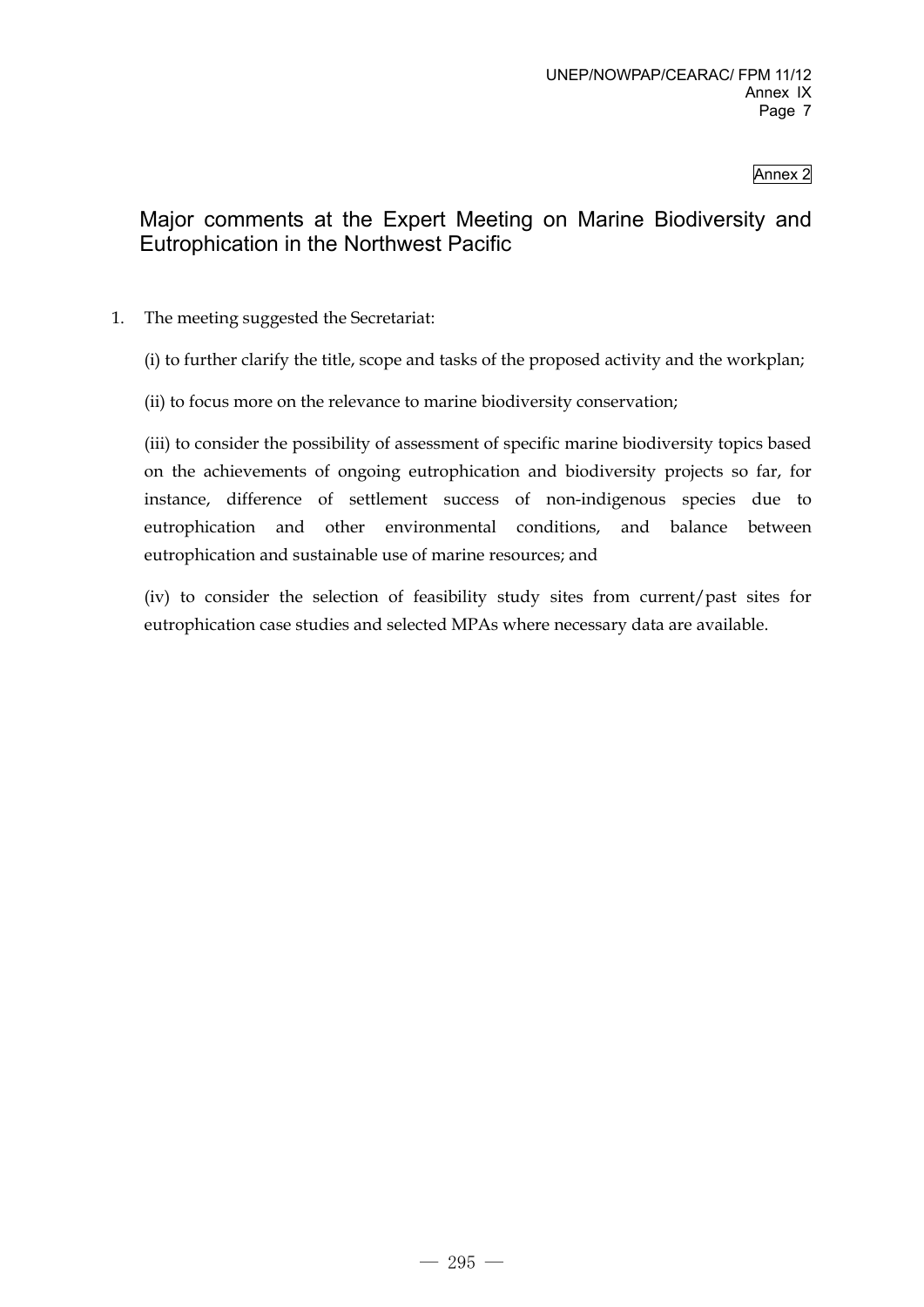Annex 2

## Major comments at the Expert Meeting on Marine Biodiversity and Eutrophication in the Northwest Pacific

1. The meeting suggested the Secretariat:

   (i) to further clarify the title, scope and tasks of the proposed activity and the workplan;

   (ii) to focus more on the relevance to marine biodiversity conservation;

   (iii) to consider the possibility of assessment of specific marine biodiversity topics based on the achievements of ongoing eutrophication and biodiversity projects so far, for instance, difference of settlement success of non-indigenous species due to eutrophication and other environmental conditions, and balance between eutrophication and sustainable use of marine resources; and

   (iv) to consider the selection of feasibility study sites from current/past sites for eutrophication case studies and selected MPAs where necessary data are available.